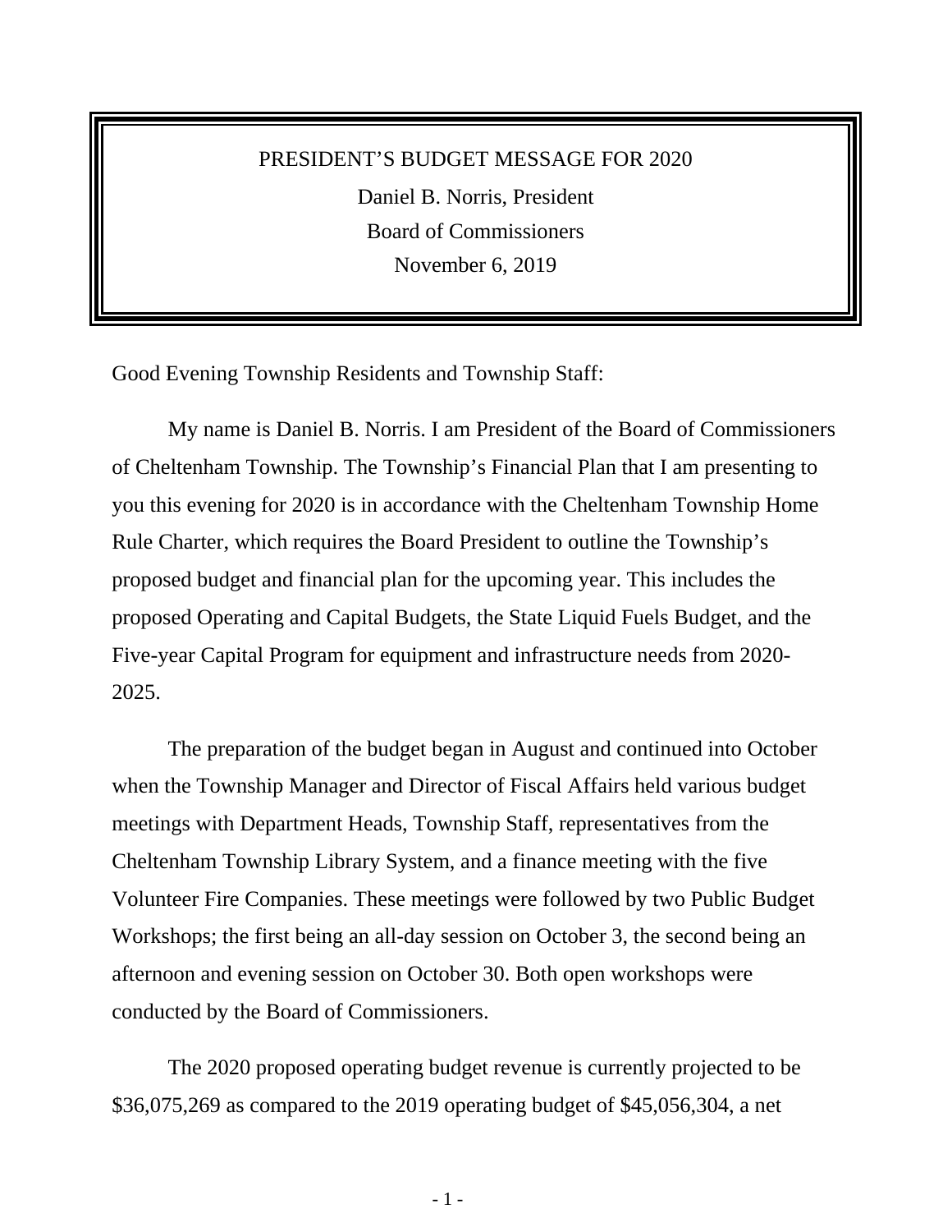# PRESIDENT'S BUDGET MESSAGE FOR 2020

Daniel B. Norris, President

Board of Commissioners

November 6, 2019

Good Evening Township Residents and Township Staff:

My name is Daniel B. Norris. I am President of the Board of Commissioners of Cheltenham Township. The Township's Financial Plan that I am presenting to you this evening for 2020 is in accordance with the Cheltenham Township Home Rule Charter, which requires the Board President to outline the Township's proposed budget and financial plan for the upcoming year. This includes the proposed Operating and Capital Budgets, the State Liquid Fuels Budget, and the Five-year Capital Program for equipment and infrastructure needs from 2020-2025.

The preparation of the budget began in August and continued into October when the Township Manager and Director of Fiscal Affairs held various budget meetings with Department Heads, Township Staff, representatives from the Cheltenham Township Library System, and a finance meeting with the five Volunteer Fire Companies. These meetings were followed by two Public Budget Workshops; the first being an all-day session on October 3, the second being an afternoon and evening session on October 30. Both open workshops were conducted by the Board of Commissioners.

The 2020 proposed operating budget revenue is currently projected to be $36,075,269 as compared to the 2019 operating budget of $45,056,304, a net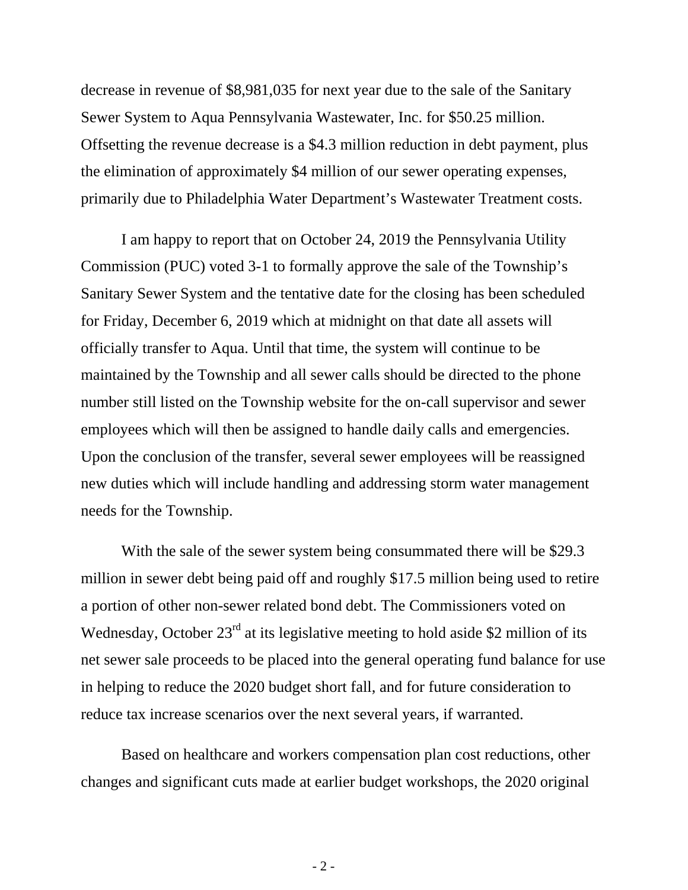decrease in revenue of $8,981,035 for next year due to the sale of the Sanitary Sewer System to Aqua Pennsylvania Wastewater, Inc. for $50.25 million. Offsetting the revenue decrease is a $4.3 million reduction in debt payment, plus the elimination of approximately $4 million of our sewer operating expenses, primarily due to Philadelphia Water Department's Wastewater Treatment costs.

I am happy to report that on October 24, 2019 the Pennsylvania Utility Commission (PUC) voted 3-1 to formally approve the sale of the Township's Sanitary Sewer System and the tentative date for the closing has been scheduled for Friday, December 6, 2019 which at midnight on that date all assets will officially transfer to Aqua. Until that time, the system will continue to be maintained by the Township and all sewer calls should be directed to the phone number still listed on the Township website for the on-call supervisor and sewer employees which will then be assigned to handle daily calls and emergencies. Upon the conclusion of the transfer, several sewer employees will be reassigned new duties which will include handling and addressing storm water management needs for the Township.

With the sale of the sewer system being consummated there will be $29.3 million in sewer debt being paid off and roughly $17.5 million being used to retire a portion of other non-sewer related bond debt. The Commissioners voted on Wednesday, October 23rd at its legislative meeting to hold aside $2 million of its net sewer sale proceeds to be placed into the general operating fund balance for use in helping to reduce the 2020 budget short fall, and for future consideration to reduce tax increase scenarios over the next several years, if warranted.

Based on healthcare and workers compensation plan cost reductions, other changes and significant cuts made at earlier budget workshops, the 2020 original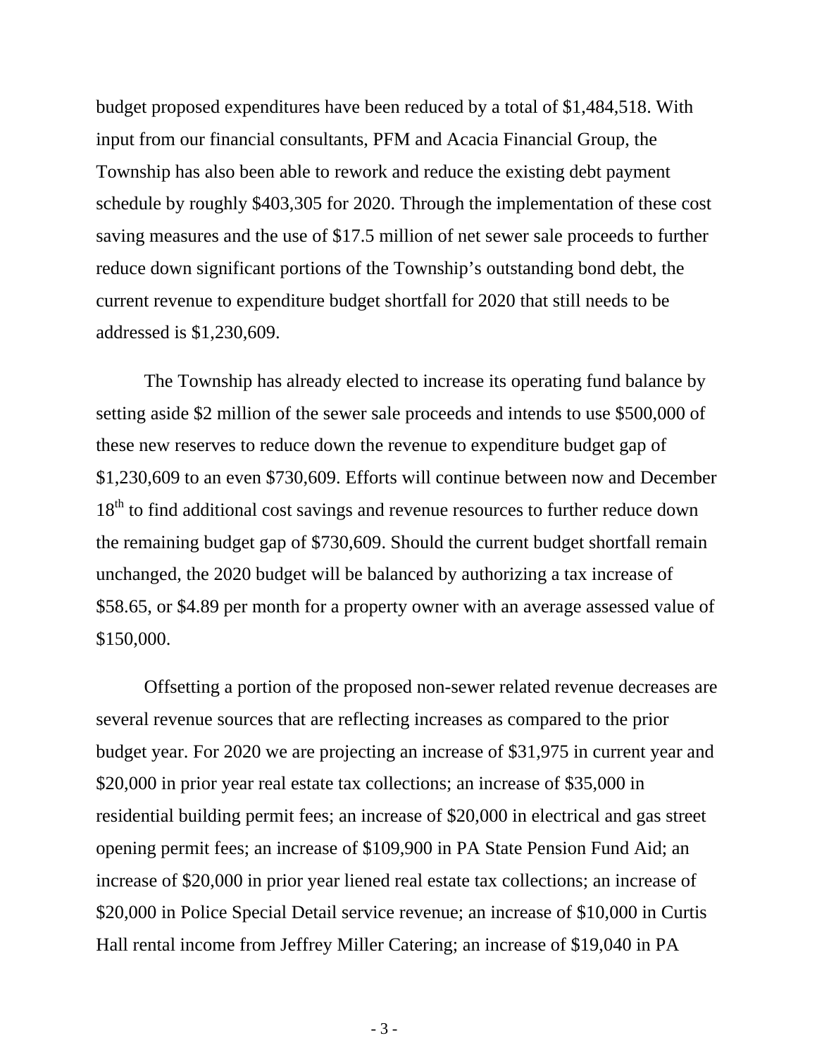budget proposed expenditures have been reduced by a total of $1,484,518. With input from our financial consultants, PFM and Acacia Financial Group, the Township has also been able to rework and reduce the existing debt payment schedule by roughly $403,305 for 2020. Through the implementation of these cost saving measures and the use of $17.5 million of net sewer sale proceeds to further reduce down significant portions of the Township's outstanding bond debt, the current revenue to expenditure budget shortfall for 2020 that still needs to be addressed is $1,230,609.

The Township has already elected to increase its operating fund balance by setting aside $2 million of the sewer sale proceeds and intends to use $500,000 of these new reserves to reduce down the revenue to expenditure budget gap of $1,230,609 to an even $730,609. Efforts will continue between now and December 18th to find additional cost savings and revenue resources to further reduce down the remaining budget gap of $730,609. Should the current budget shortfall remain unchanged, the 2020 budget will be balanced by authorizing a tax increase of $58.65, or $4.89 per month for a property owner with an average assessed value of $150,000.

Offsetting a portion of the proposed non-sewer related revenue decreases are several revenue sources that are reflecting increases as compared to the prior budget year. For 2020 we are projecting an increase of $31,975 in current year and $20,000 in prior year real estate tax collections; an increase of $35,000 in residential building permit fees; an increase of $20,000 in electrical and gas street opening permit fees; an increase of $109,900 in PA State Pension Fund Aid; an increase of $20,000 in prior year liened real estate tax collections; an increase of $20,000 in Police Special Detail service revenue; an increase of $10,000 in Curtis Hall rental income from Jeffrey Miller Catering; an increase of $19,040 in PA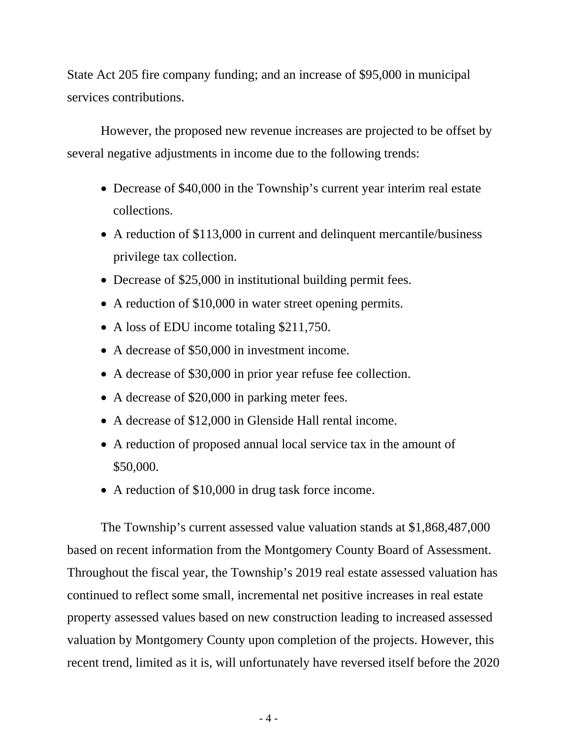State Act 205 fire company funding; and an increase of $95,000 in municipal services contributions.

However, the proposed new revenue increases are projected to be offset by several negative adjustments in income due to the following trends:

- Decrease of $40,000 in the Township's current year interim real estate collections.
- A reduction of $113,000 in current and delinquent mercantile/business privilege tax collection.
- Decrease of $25,000 in institutional building permit fees.
- A reduction of $10,000 in water street opening permits.
- A loss of EDU income totaling $211,750.
- A decrease of $50,000 in investment income.
- A decrease of $30,000 in prior year refuse fee collection.
- A decrease of $20,000 in parking meter fees.
- A decrease of $12,000 in Glenside Hall rental income.
- A reduction of proposed annual local service tax in the amount of $50,000.
- A reduction of $10,000 in drug task force income.

The Township's current assessed value valuation stands at $1,868,487,000 based on recent information from the Montgomery County Board of Assessment. Throughout the fiscal year, the Township's 2019 real estate assessed valuation has continued to reflect some small, incremental net positive increases in real estate property assessed values based on new construction leading to increased assessed valuation by Montgomery County upon completion of the projects. However, this recent trend, limited as it is, will unfortunately have reversed itself before the 2020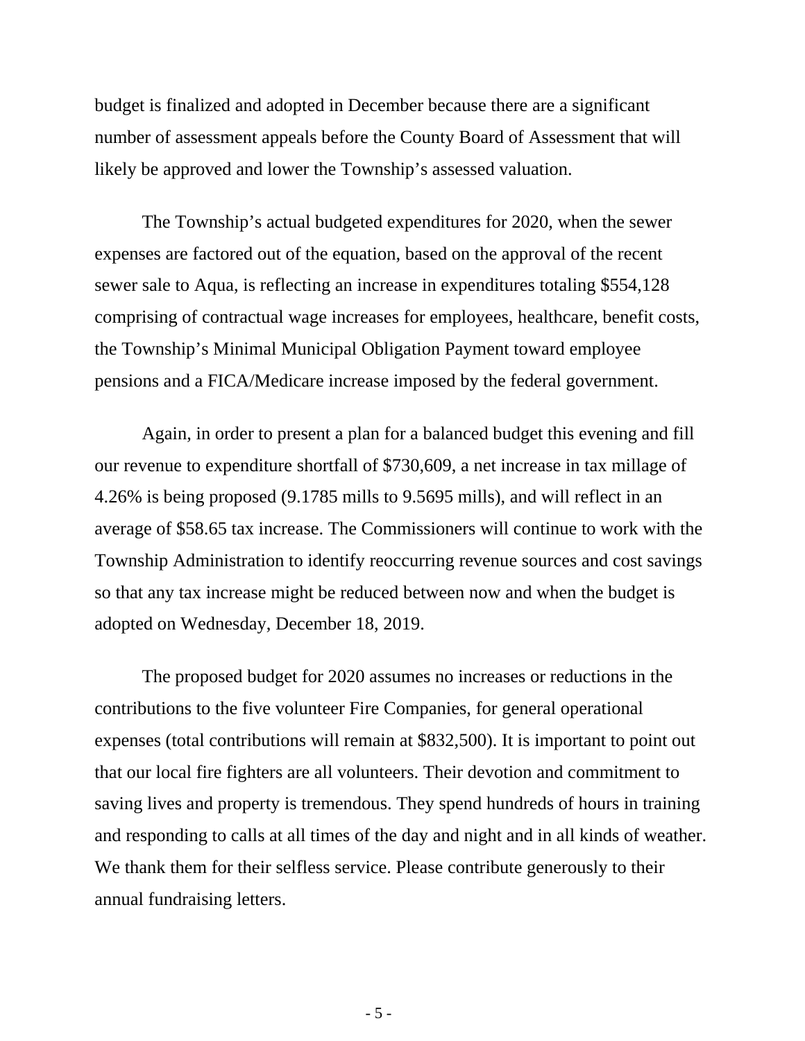budget is finalized and adopted in December because there are a significant number of assessment appeals before the County Board of Assessment that will likely be approved and lower the Township's assessed valuation.

The Township's actual budgeted expenditures for 2020, when the sewer expenses are factored out of the equation, based on the approval of the recent sewer sale to Aqua, is reflecting an increase in expenditures totaling $554,128 comprising of contractual wage increases for employees, healthcare, benefit costs, the Township's Minimal Municipal Obligation Payment toward employee pensions and a FICA/Medicare increase imposed by the federal government.

Again, in order to present a plan for a balanced budget this evening and fill our revenue to expenditure shortfall of $730,609, a net increase in tax millage of 4.26% is being proposed (9.1785 mills to 9.5695 mills), and will reflect in an average of $58.65 tax increase. The Commissioners will continue to work with the Township Administration to identify reoccurring revenue sources and cost savings so that any tax increase might be reduced between now and when the budget is adopted on Wednesday, December 18, 2019.

The proposed budget for 2020 assumes no increases or reductions in the contributions to the five volunteer Fire Companies, for general operational expenses (total contributions will remain at $832,500). It is important to point out that our local fire fighters are all volunteers. Their devotion and commitment to saving lives and property is tremendous. They spend hundreds of hours in training and responding to calls at all times of the day and night and in all kinds of weather. We thank them for their selfless service. Please contribute generously to their annual fundraising letters.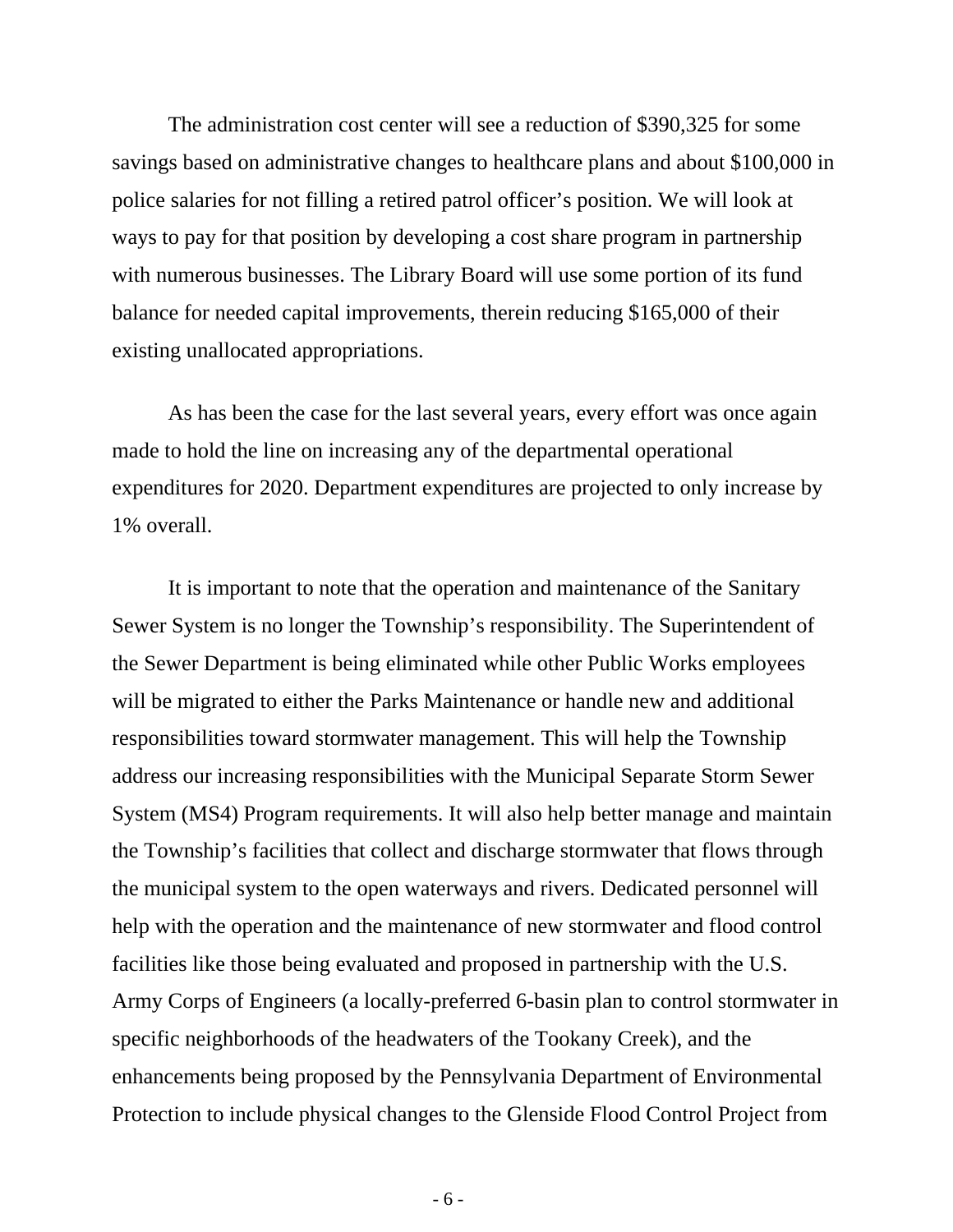The administration cost center will see a reduction of $390,325 for some savings based on administrative changes to healthcare plans and about $100,000 in police salaries for not filling a retired patrol officer's position. We will look at ways to pay for that position by developing a cost share program in partnership with numerous businesses. The Library Board will use some portion of its fund balance for needed capital improvements, therein reducing $165,000 of their existing unallocated appropriations.

As has been the case for the last several years, every effort was once again made to hold the line on increasing any of the departmental operational expenditures for 2020. Department expenditures are projected to only increase by 1% overall.

It is important to note that the operation and maintenance of the Sanitary Sewer System is no longer the Township's responsibility. The Superintendent of the Sewer Department is being eliminated while other Public Works employees will be migrated to either the Parks Maintenance or handle new and additional responsibilities toward stormwater management. This will help the Township address our increasing responsibilities with the Municipal Separate Storm Sewer System (MS4) Program requirements. It will also help better manage and maintain the Township's facilities that collect and discharge stormwater that flows through the municipal system to the open waterways and rivers. Dedicated personnel will help with the operation and the maintenance of new stormwater and flood control facilities like those being evaluated and proposed in partnership with the U.S. Army Corps of Engineers (a locally-preferred 6-basin plan to control stormwater in specific neighborhoods of the headwaters of the Tookany Creek), and the enhancements being proposed by the Pennsylvania Department of Environmental Protection to include physical changes to the Glenside Flood Control Project from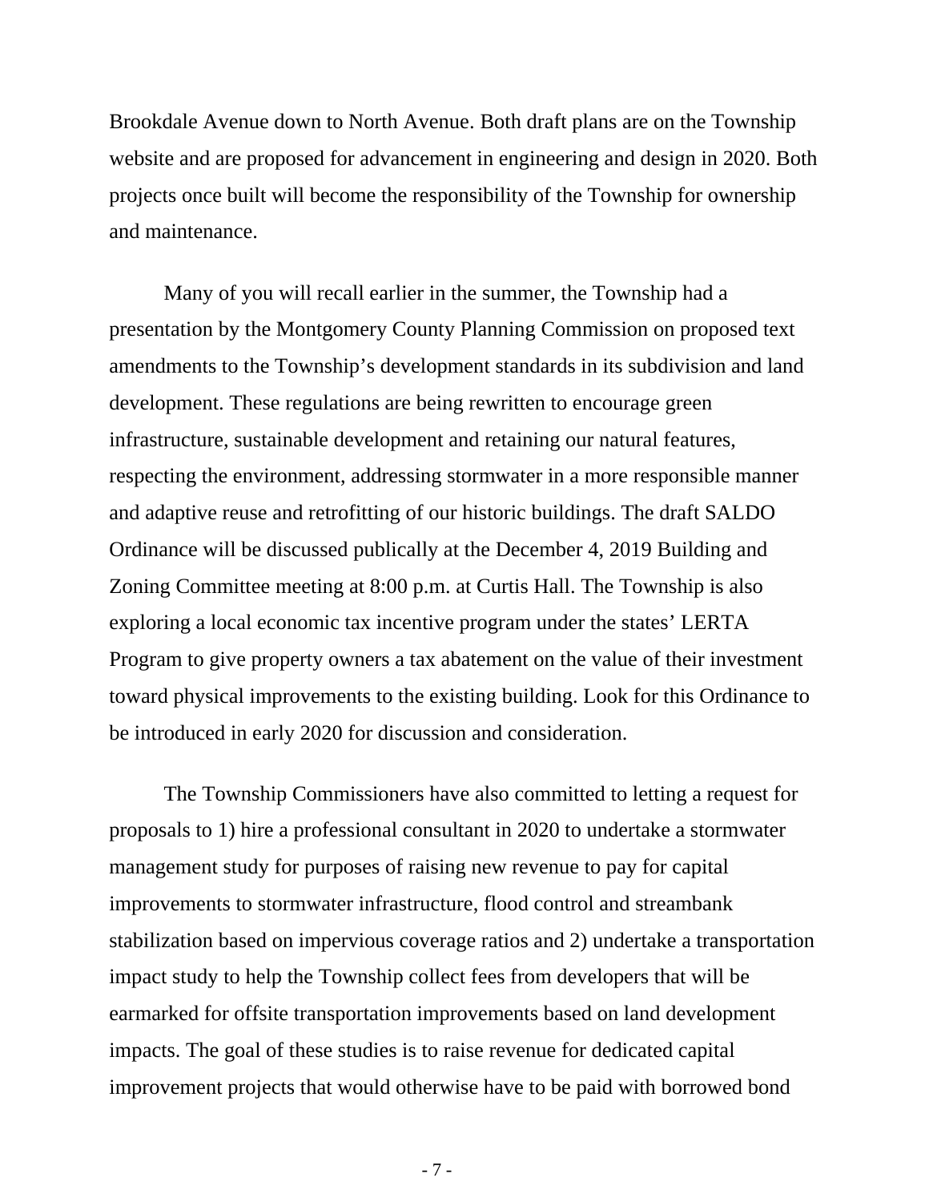Brookdale Avenue down to North Avenue. Both draft plans are on the Township website and are proposed for advancement in engineering and design in 2020. Both projects once built will become the responsibility of the Township for ownership and maintenance.

Many of you will recall earlier in the summer, the Township had a presentation by the Montgomery County Planning Commission on proposed text amendments to the Township's development standards in its subdivision and land development. These regulations are being rewritten to encourage green infrastructure, sustainable development and retaining our natural features, respecting the environment, addressing stormwater in a more responsible manner and adaptive reuse and retrofitting of our historic buildings. The draft SALDO Ordinance will be discussed publically at the December 4, 2019 Building and Zoning Committee meeting at 8:00 p.m. at Curtis Hall. The Township is also exploring a local economic tax incentive program under the states' LERTA Program to give property owners a tax abatement on the value of their investment toward physical improvements to the existing building. Look for this Ordinance to be introduced in early 2020 for discussion and consideration.

The Township Commissioners have also committed to letting a request for proposals to 1) hire a professional consultant in 2020 to undertake a stormwater management study for purposes of raising new revenue to pay for capital improvements to stormwater infrastructure, flood control and streambank stabilization based on impervious coverage ratios and 2) undertake a transportation impact study to help the Township collect fees from developers that will be earmarked for offsite transportation improvements based on land development impacts. The goal of these studies is to raise revenue for dedicated capital improvement projects that would otherwise have to be paid with borrowed bond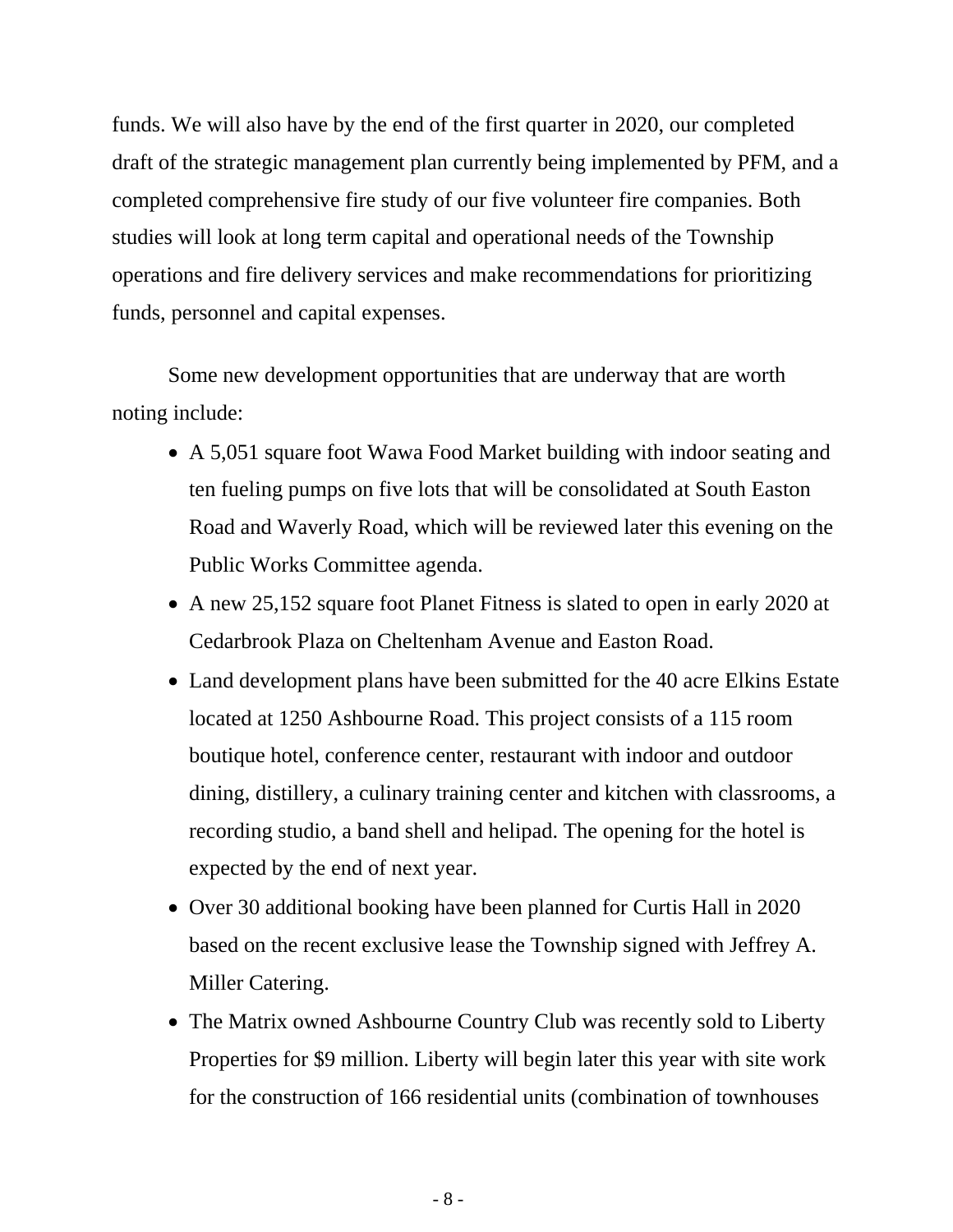funds. We will also have by the end of the first quarter in 2020, our completed draft of the strategic management plan currently being implemented by PFM, and a completed comprehensive fire study of our five volunteer fire companies. Both studies will look at long term capital and operational needs of the Township operations and fire delivery services and make recommendations for prioritizing funds, personnel and capital expenses.

Some new development opportunities that are underway that are worth noting include:

- A 5,051 square foot Wawa Food Market building with indoor seating and ten fueling pumps on five lots that will be consolidated at South Easton Road and Waverly Road, which will be reviewed later this evening on the Public Works Committee agenda.
- A new 25,152 square foot Planet Fitness is slated to open in early 2020 at Cedarbrook Plaza on Cheltenham Avenue and Easton Road.
- Land development plans have been submitted for the 40 acre Elkins Estate located at 1250 Ashbourne Road. This project consists of a 115 room boutique hotel, conference center, restaurant with indoor and outdoor dining, distillery, a culinary training center and kitchen with classrooms, a recording studio, a band shell and helipad. The opening for the hotel is expected by the end of next year.
- Over 30 additional booking have been planned for Curtis Hall in 2020 based on the recent exclusive lease the Township signed with Jeffrey A. Miller Catering.
- The Matrix owned Ashbourne Country Club was recently sold to Liberty Properties for $9 million. Liberty will begin later this year with site work for the construction of 166 residential units (combination of townhouses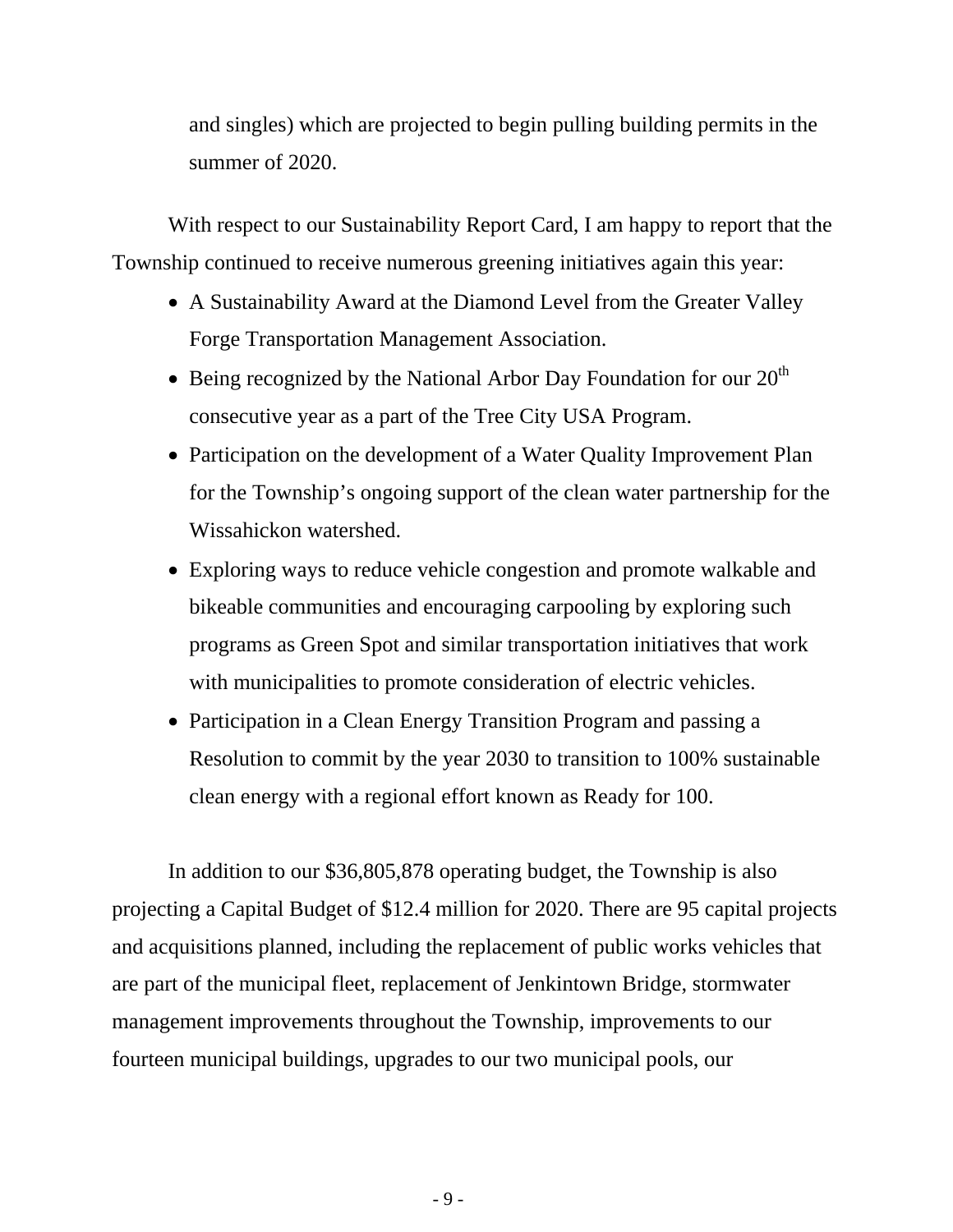and singles) which are projected to begin pulling building permits in the summer of 2020.

With respect to our Sustainability Report Card, I am happy to report that the Township continued to receive numerous greening initiatives again this year:

- A Sustainability Award at the Diamond Level from the Greater Valley Forge Transportation Management Association.
- Being recognized by the National Arbor Day Foundation for our 20th consecutive year as a part of the Tree City USA Program.
- Participation on the development of a Water Quality Improvement Plan for the Township's ongoing support of the clean water partnership for the Wissahickon watershed.
- Exploring ways to reduce vehicle congestion and promote walkable and bikeable communities and encouraging carpooling by exploring such programs as Green Spot and similar transportation initiatives that work with municipalities to promote consideration of electric vehicles.
- Participation in a Clean Energy Transition Program and passing a Resolution to commit by the year 2030 to transition to 100% sustainable clean energy with a regional effort known as Ready for 100.

In addition to our $36,805,878 operating budget, the Township is also projecting a Capital Budget of $12.4 million for 2020. There are 95 capital projects and acquisitions planned, including the replacement of public works vehicles that are part of the municipal fleet, replacement of Jenkintown Bridge, stormwater management improvements throughout the Township, improvements to our fourteen municipal buildings, upgrades to our two municipal pools, our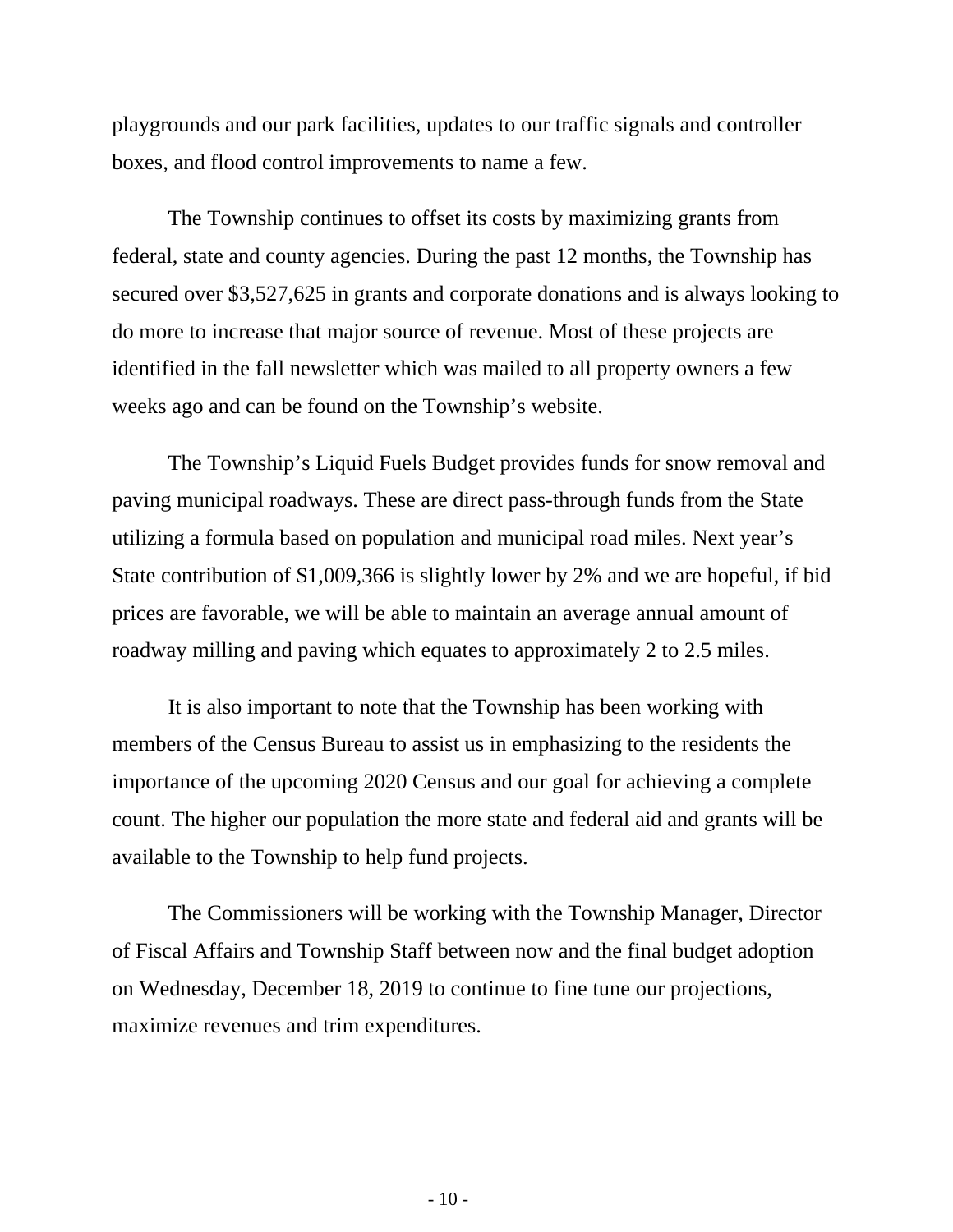playgrounds and our park facilities, updates to our traffic signals and controller boxes, and flood control improvements to name a few.

The Township continues to offset its costs by maximizing grants from federal, state and county agencies. During the past 12 months, the Township has secured over $3,527,625 in grants and corporate donations and is always looking to do more to increase that major source of revenue. Most of these projects are identified in the fall newsletter which was mailed to all property owners a few weeks ago and can be found on the Township's website.

The Township's Liquid Fuels Budget provides funds for snow removal and paving municipal roadways. These are direct pass-through funds from the State utilizing a formula based on population and municipal road miles. Next year's State contribution of $1,009,366 is slightly lower by 2% and we are hopeful, if bid prices are favorable, we will be able to maintain an average annual amount of roadway milling and paving which equates to approximately 2 to 2.5 miles.

It is also important to note that the Township has been working with members of the Census Bureau to assist us in emphasizing to the residents the importance of the upcoming 2020 Census and our goal for achieving a complete count. The higher our population the more state and federal aid and grants will be available to the Township to help fund projects.

The Commissioners will be working with the Township Manager, Director of Fiscal Affairs and Township Staff between now and the final budget adoption on Wednesday, December 18, 2019 to continue to fine tune our projections, maximize revenues and trim expenditures.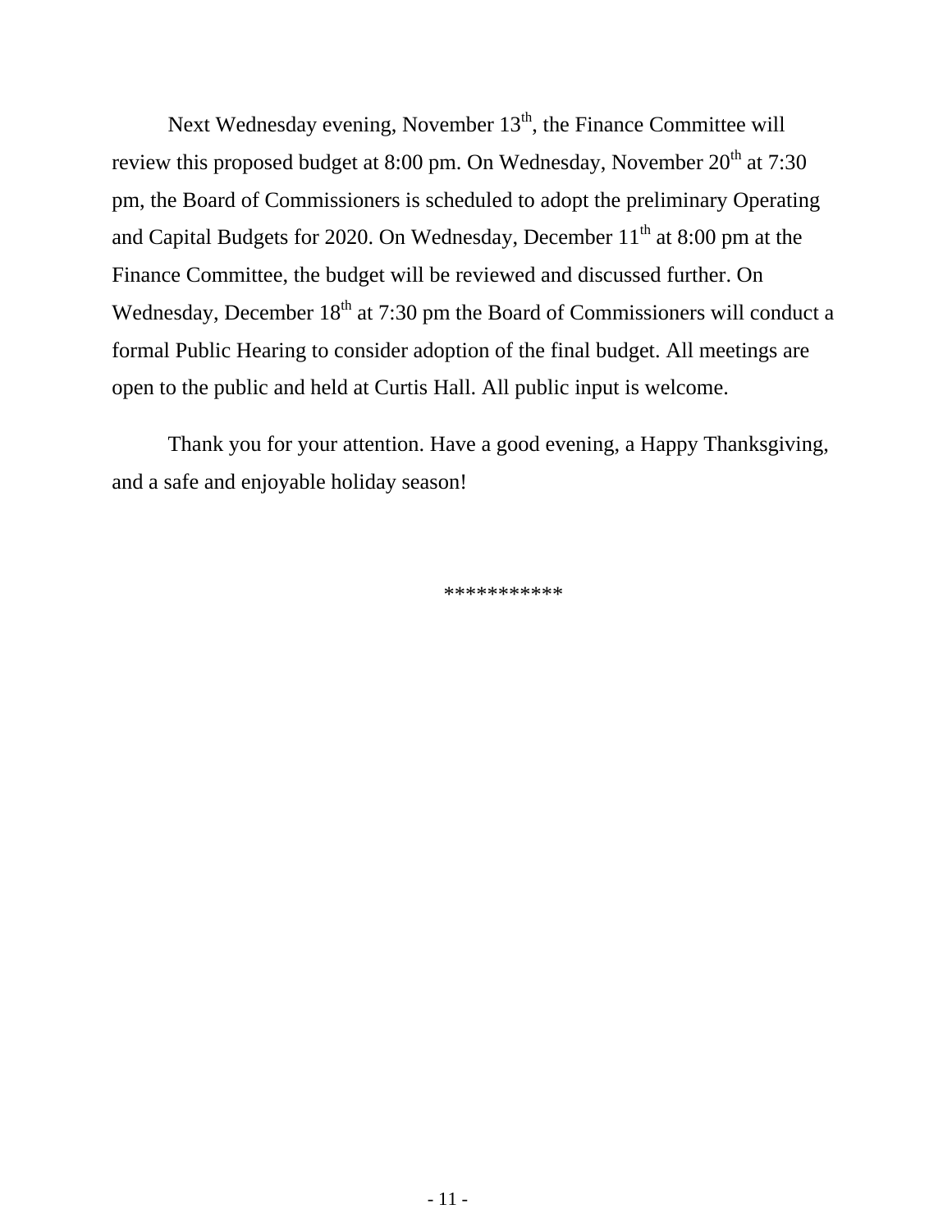Next Wednesday evening, November 13th, the Finance Committee will review this proposed budget at 8:00 pm. On Wednesday, November 20th at 7:30 pm, the Board of Commissioners is scheduled to adopt the preliminary Operating and Capital Budgets for 2020. On Wednesday, December 11th at 8:00 pm at the Finance Committee, the budget will be reviewed and discussed further. On Wednesday, December 18th at 7:30 pm the Board of Commissioners will conduct a formal Public Hearing to consider adoption of the final budget. All meetings are open to the public and held at Curtis Hall. All public input is welcome.

Thank you for your attention. Have a good evening, a Happy Thanksgiving, and a safe and enjoyable holiday season!

***********